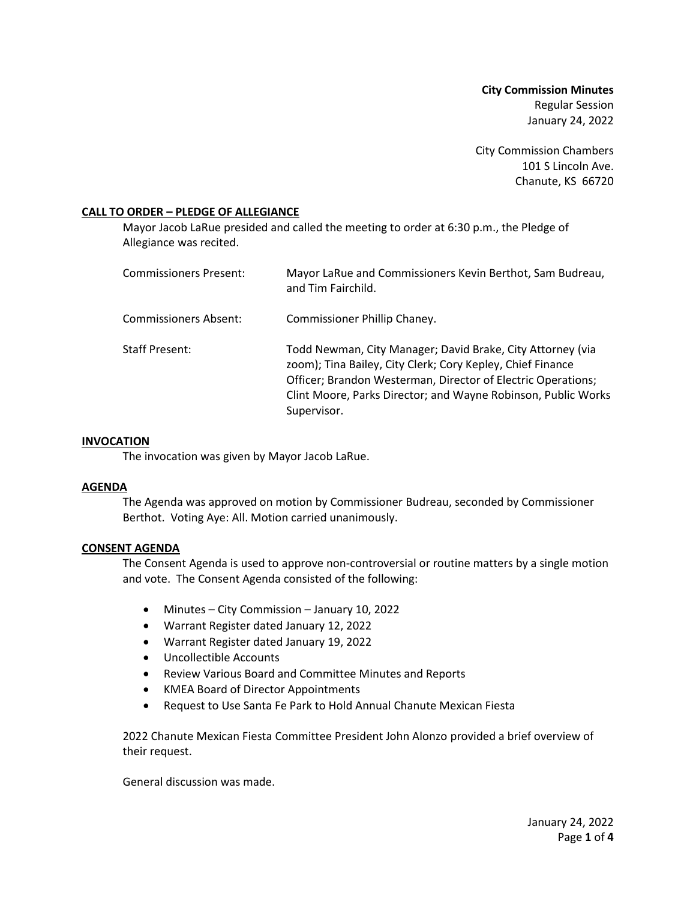**City Commission Minutes**
Regular Session
January 24, 2022

City Commission Chambers
101 S Lincoln Ave.
Chanute, KS 66720

## CALL TO ORDER – PLEDGE OF ALLEGIANCE

Mayor Jacob LaRue presided and called the meeting to order at 6:30 p.m., the Pledge of Allegiance was recited.

| | |
|---|---|
| Commissioners Present: | Mayor LaRue and Commissioners Kevin Berthot, Sam Budreau, and Tim Fairchild. |
| Commissioners Absent: | Commissioner Phillip Chaney. |
| Staff Present: | Todd Newman, City Manager; David Brake, City Attorney (via zoom); Tina Bailey, City Clerk; Cory Kepley, Chief Finance Officer; Brandon Westerman, Director of Electric Operations; Clint Moore, Parks Director; and Wayne Robinson, Public Works Supervisor. |

## INVOCATION

The invocation was given by Mayor Jacob LaRue.

## AGENDA

The Agenda was approved on motion by Commissioner Budreau, seconded by Commissioner Berthot. Voting Aye: All. Motion carried unanimously.

## CONSENT AGENDA

The Consent Agenda is used to approve non-controversial or routine matters by a single motion and vote. The Consent Agenda consisted of the following:

- Minutes – City Commission – January 10, 2022
- Warrant Register dated January 12, 2022
- Warrant Register dated January 19, 2022
- Uncollectible Accounts
- Review Various Board and Committee Minutes and Reports
- KMEA Board of Director Appointments
- Request to Use Santa Fe Park to Hold Annual Chanute Mexican Fiesta

2022 Chanute Mexican Fiesta Committee President John Alonzo provided a brief overview of their request.

General discussion was made.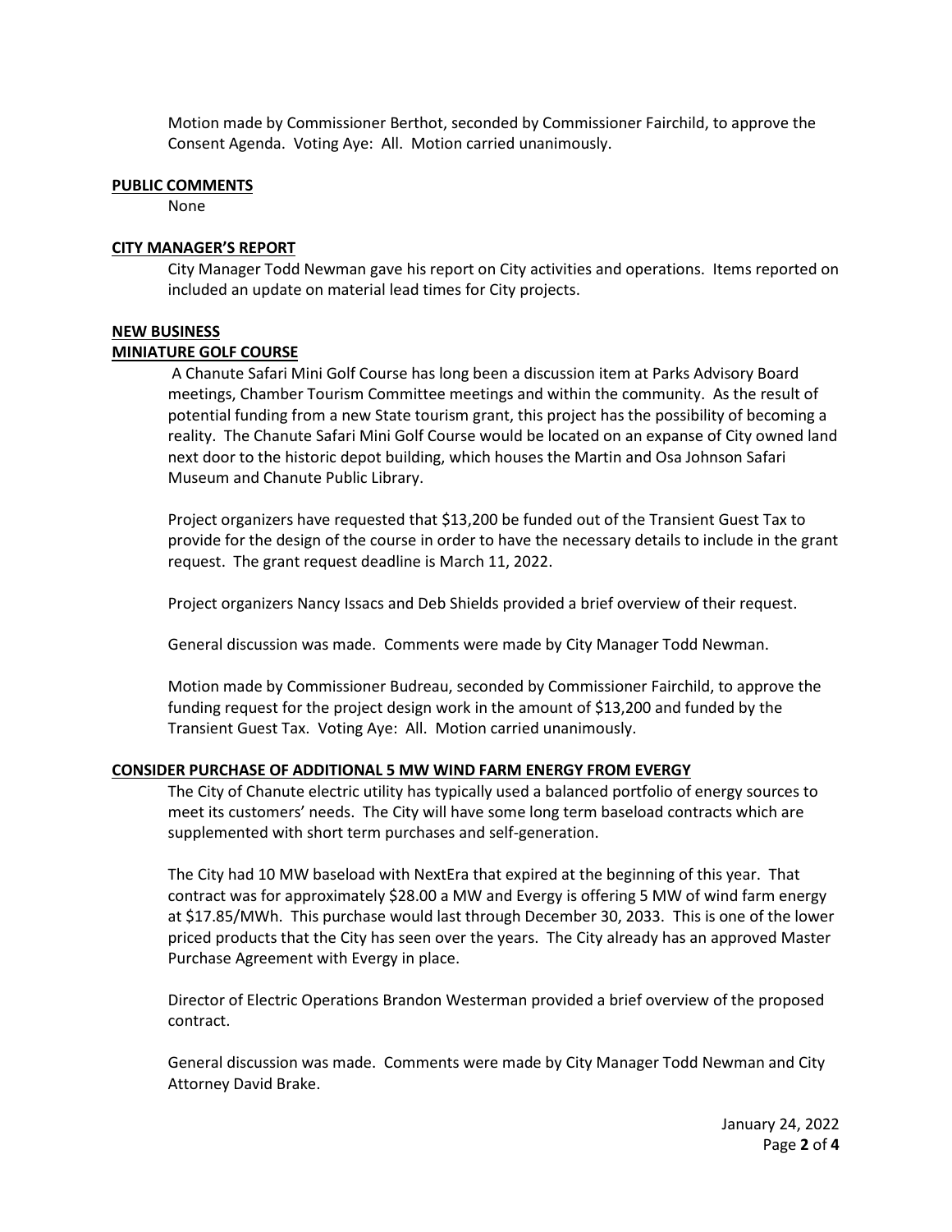Motion made by Commissioner Berthot, seconded by Commissioner Fairchild, to approve the Consent Agenda. Voting Aye: All. Motion carried unanimously.

**PUBLIC COMMENTS**

None

**CITY MANAGER'S REPORT**

City Manager Todd Newman gave his report on City activities and operations. Items reported on included an update on material lead times for City projects.

**NEW BUSINESS**

**MINIATURE GOLF COURSE**

A Chanute Safari Mini Golf Course has long been a discussion item at Parks Advisory Board meetings, Chamber Tourism Committee meetings and within the community. As the result of potential funding from a new State tourism grant, this project has the possibility of becoming a reality. The Chanute Safari Mini Golf Course would be located on an expanse of City owned land next door to the historic depot building, which houses the Martin and Osa Johnson Safari Museum and Chanute Public Library.

Project organizers have requested that $13,200 be funded out of the Transient Guest Tax to provide for the design of the course in order to have the necessary details to include in the grant request. The grant request deadline is March 11, 2022.

Project organizers Nancy Issacs and Deb Shields provided a brief overview of their request.

General discussion was made. Comments were made by City Manager Todd Newman.

Motion made by Commissioner Budreau, seconded by Commissioner Fairchild, to approve the funding request for the project design work in the amount of $13,200 and funded by the Transient Guest Tax. Voting Aye: All. Motion carried unanimously.

**CONSIDER PURCHASE OF ADDITIONAL 5 MW WIND FARM ENERGY FROM EVERGY**

The City of Chanute electric utility has typically used a balanced portfolio of energy sources to meet its customers' needs. The City will have some long term baseload contracts which are supplemented with short term purchases and self-generation.

The City had 10 MW baseload with NextEra that expired at the beginning of this year. That contract was for approximately $28.00 a MW and Evergy is offering 5 MW of wind farm energy at $17.85/MWh. This purchase would last through December 30, 2033. This is one of the lower priced products that the City has seen over the years. The City already has an approved Master Purchase Agreement with Evergy in place.

Director of Electric Operations Brandon Westerman provided a brief overview of the proposed contract.

General discussion was made. Comments were made by City Manager Todd Newman and City Attorney David Brake.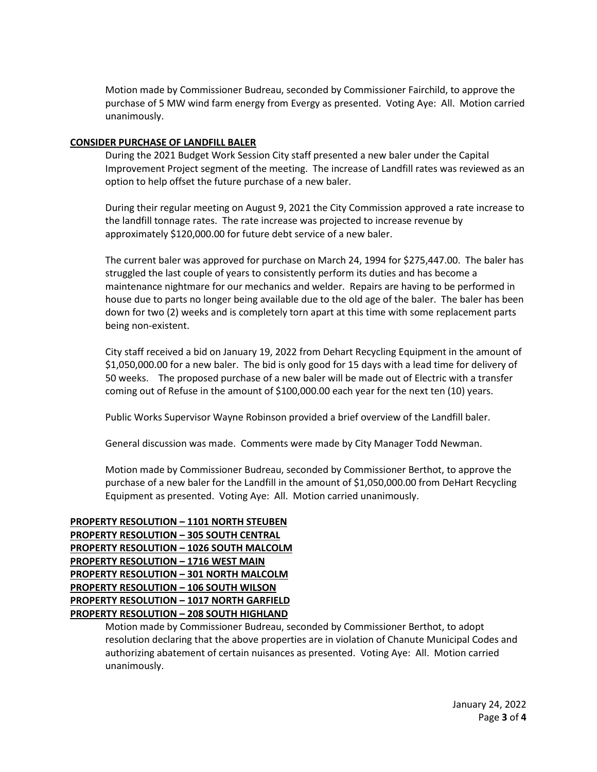Motion made by Commissioner Budreau, seconded by Commissioner Fairchild, to approve the purchase of 5 MW wind farm energy from Evergy as presented. Voting Aye: All. Motion carried unanimously.

**CONSIDER PURCHASE OF LANDFILL BALER**

During the 2021 Budget Work Session City staff presented a new baler under the Capital Improvement Project segment of the meeting. The increase of Landfill rates was reviewed as an option to help offset the future purchase of a new baler.

During their regular meeting on August 9, 2021 the City Commission approved a rate increase to the landfill tonnage rates. The rate increase was projected to increase revenue by approximately $120,000.00 for future debt service of a new baler.

The current baler was approved for purchase on March 24, 1994 for $275,447.00. The baler has struggled the last couple of years to consistently perform its duties and has become a maintenance nightmare for our mechanics and welder. Repairs are having to be performed in house due to parts no longer being available due to the old age of the baler. The baler has been down for two (2) weeks and is completely torn apart at this time with some replacement parts being non-existent.

City staff received a bid on January 19, 2022 from Dehart Recycling Equipment in the amount of $1,050,000.00 for a new baler. The bid is only good for 15 days with a lead time for delivery of 50 weeks. The proposed purchase of a new baler will be made out of Electric with a transfer coming out of Refuse in the amount of $100,000.00 each year for the next ten (10) years.

Public Works Supervisor Wayne Robinson provided a brief overview of the Landfill baler.

General discussion was made. Comments were made by City Manager Todd Newman.

Motion made by Commissioner Budreau, seconded by Commissioner Berthot, to approve the purchase of a new baler for the Landfill in the amount of $1,050,000.00 from DeHart Recycling Equipment as presented. Voting Aye: All. Motion carried unanimously.

**PROPERTY RESOLUTION – 1101 NORTH STEUBEN**
**PROPERTY RESOLUTION – 305 SOUTH CENTRAL**
**PROPERTY RESOLUTION – 1026 SOUTH MALCOLM**
**PROPERTY RESOLUTION – 1716 WEST MAIN**
**PROPERTY RESOLUTION – 301 NORTH MALCOLM**
**PROPERTY RESOLUTION – 106 SOUTH WILSON**
**PROPERTY RESOLUTION – 1017 NORTH GARFIELD**
**PROPERTY RESOLUTION – 208 SOUTH HIGHLAND**

Motion made by Commissioner Budreau, seconded by Commissioner Berthot, to adopt resolution declaring that the above properties are in violation of Chanute Municipal Codes and authorizing abatement of certain nuisances as presented. Voting Aye: All. Motion carried unanimously.

January 24, 2022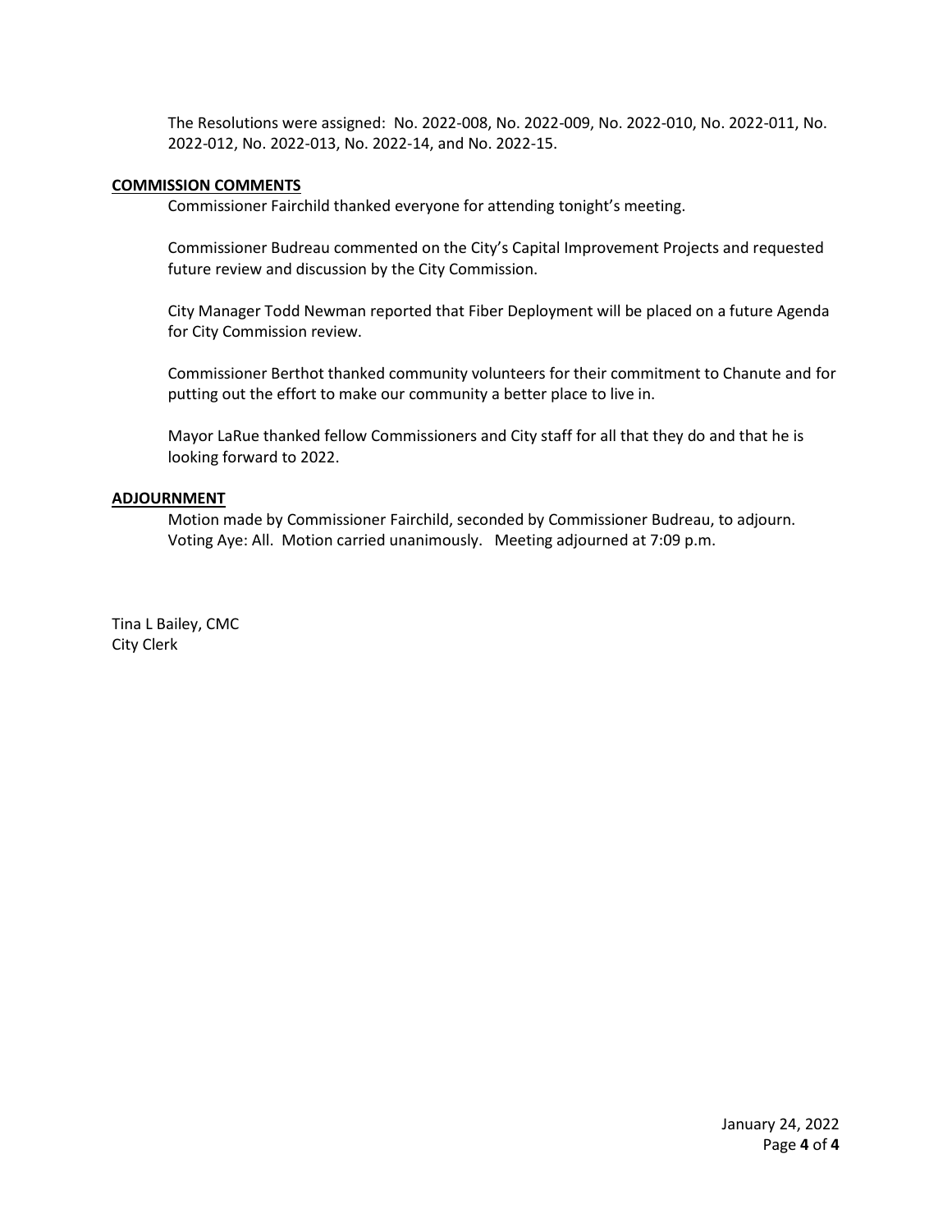The Resolutions were assigned: No. 2022-008, No. 2022-009, No. 2022-010, No. 2022-011, No. 2022-012, No. 2022-013, No. 2022-14, and No. 2022-15.

**COMMISSION COMMENTS**

Commissioner Fairchild thanked everyone for attending tonight's meeting.

Commissioner Budreau commented on the City's Capital Improvement Projects and requested future review and discussion by the City Commission.

City Manager Todd Newman reported that Fiber Deployment will be placed on a future Agenda for City Commission review.

Commissioner Berthot thanked community volunteers for their commitment to Chanute and for putting out the effort to make our community a better place to live in.

Mayor LaRue thanked fellow Commissioners and City staff for all that they do and that he is looking forward to 2022.

**ADJOURNMENT**

Motion made by Commissioner Fairchild, seconded by Commissioner Budreau, to adjourn. Voting Aye: All. Motion carried unanimously. Meeting adjourned at 7:09 p.m.

Tina L Bailey, CMC
City Clerk

January 24, 2022